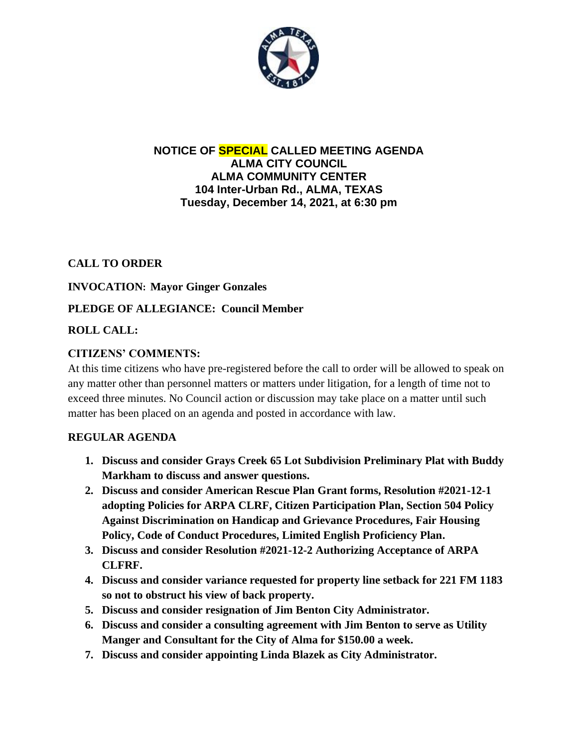**NOTICE OF SPECIAL CALLED MEETING AGENDA**
**ALMA CITY COUNCIL**
**ALMA COMMUNITY CENTER**
**104 Inter-Urban Rd., ALMA, TEXAS**
**Tuesday, December 14, 2021, at 6:30 pm**

**CALL TO ORDER**

**INVOCATION: Mayor Ginger Gonzales**

**PLEDGE OF ALLEGIANCE: Council Member**

**ROLL CALL:**

**CITIZENS' COMMENTS:**

At this time citizens who have pre-registered before the call to order will be allowed to speak on any matter other than personnel matters or matters under litigation, for a length of time not to exceed three minutes. No Council action or discussion may take place on a matter until such matter has been placed on an agenda and posted in accordance with law.

**REGULAR AGENDA**

1. **Discuss and consider Grays Creek 65 Lot Subdivision Preliminary Plat with Buddy Markham to discuss and answer questions.**
2. **Discuss and consider American Rescue Plan Grant forms, Resolution #2021-12-1 adopting Policies for ARPA CLRF, Citizen Participation Plan, Section 504 Policy Against Discrimination on Handicap and Grievance Procedures, Fair Housing Policy, Code of Conduct Procedures, Limited English Proficiency Plan.**
3. **Discuss and consider Resolution #2021-12-2 Authorizing Acceptance of ARPA CLFRF.**
4. **Discuss and consider variance requested for property line setback for 221 FM 1183 so not to obstruct his view of back property.**
5. **Discuss and consider resignation of Jim Benton City Administrator.**
6. **Discuss and consider a consulting agreement with Jim Benton to serve as Utility Manger and Consultant for the City of Alma for $150.00 a week.**
7. **Discuss and consider appointing Linda Blazek as City Administrator.**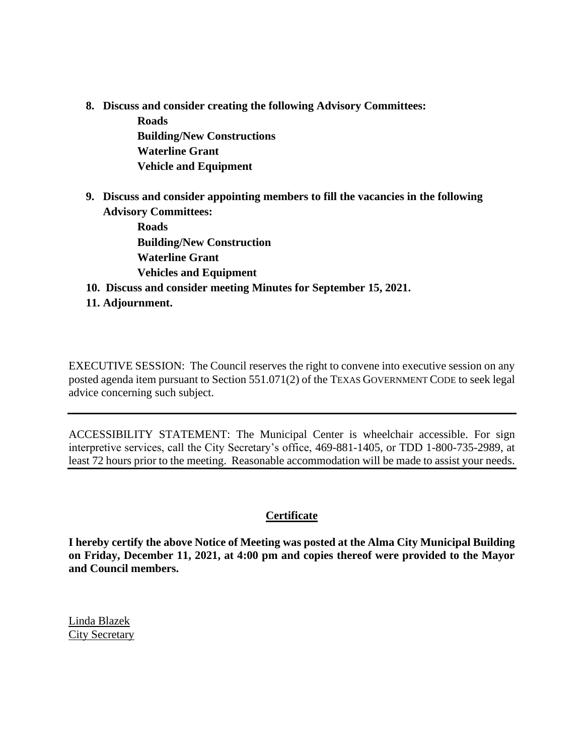8. **Discuss and consider creating the following Advisory Committees:**
   - **Roads**
   - **Building/New Constructions**
   - **Waterline Grant**
   - **Vehicle and Equipment**

9. **Discuss and consider appointing members to fill the vacancies in the following Advisory Committees:**
   - **Roads**
   - **Building/New Construction**
   - **Waterline Grant**
   - **Vehicles and Equipment**

10. **Discuss and consider meeting Minutes for September 15, 2021.**

11. **Adjournment.**

EXECUTIVE SESSION: The Council reserves the right to convene into executive session on any posted agenda item pursuant to Section 551.071(2) of the TEXAS GOVERNMENT CODE to seek legal advice concerning such subject.

---

ACCESSIBILITY STATEMENT: The Municipal Center is wheelchair accessible. For sign interpretive services, call the City Secretary's office, 469-881-1405, or TDD 1-800-735-2989, at least 72 hours prior to the meeting. Reasonable accommodation will be made to assist your needs.

---

## Certificate

**I hereby certify the above Notice of Meeting was posted at the Alma City Municipal Building on Friday, December 11, 2021, at 4:00 pm and copies thereof were provided to the Mayor and Council members.**

Linda Blazek
City Secretary